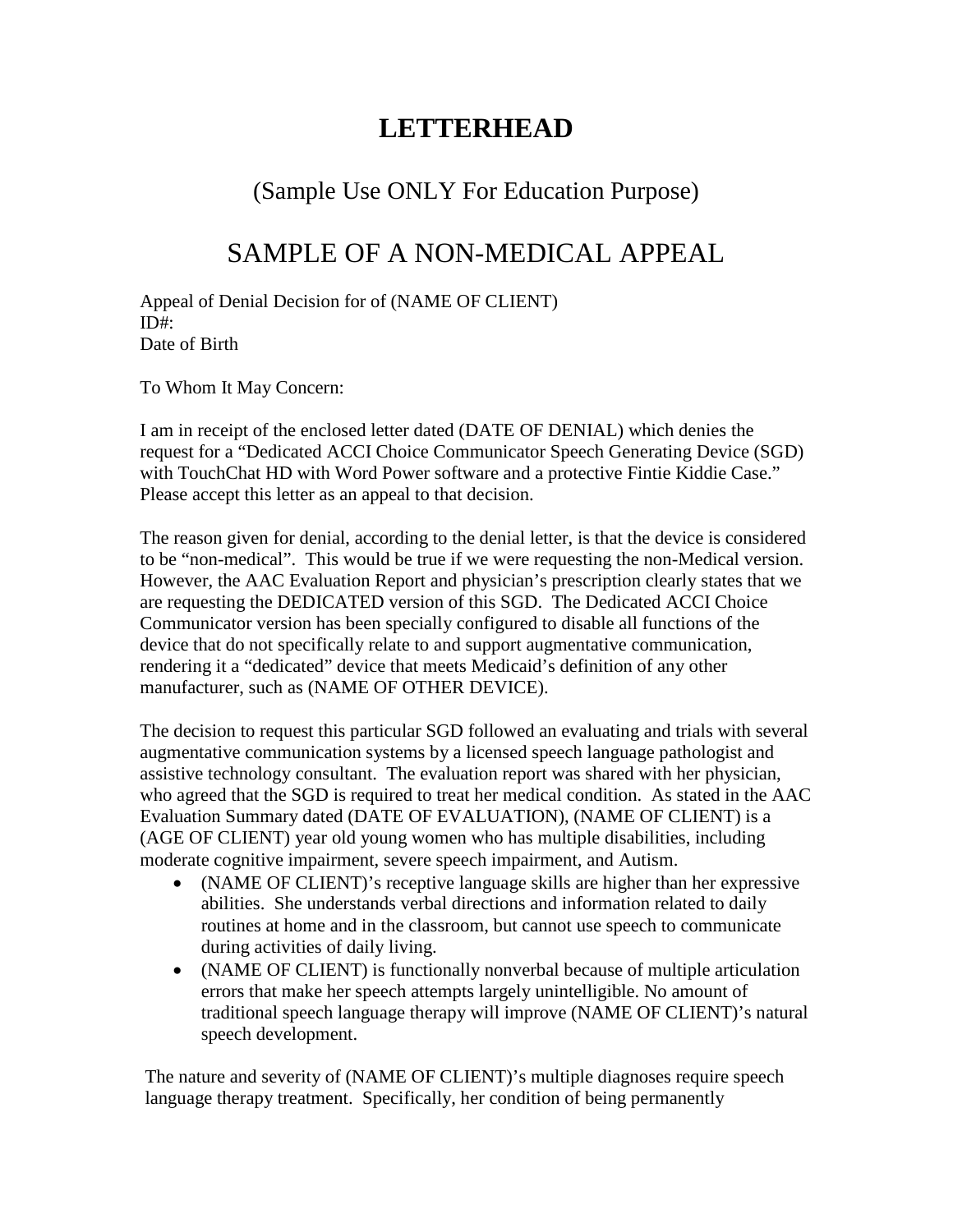# LETTERHEAD

## (Sample Use ONLY For Education Purpose)

## SAMPLE OF A NON-MEDICAL APPEAL

Appeal of Denial Decision for of (NAME OF CLIENT)
ID#:
Date of Birth

To Whom It May Concern:

I am in receipt of the enclosed letter dated (DATE OF DENIAL) which denies the request for a "Dedicated ACCI Choice Communicator Speech Generating Device (SGD) with TouchChat HD with Word Power software and a protective Fintie Kiddie Case." Please accept this letter as an appeal to that decision.

The reason given for denial, according to the denial letter, is that the device is considered to be "non-medical". This would be true if we were requesting the non-Medical version. However, the AAC Evaluation Report and physician's prescription clearly states that we are requesting the DEDICATED version of this SGD. The Dedicated ACCI Choice Communicator version has been specially configured to disable all functions of the device that do not specifically relate to and support augmentative communication, rendering it a "dedicated" device that meets Medicaid's definition of any other manufacturer, such as (NAME OF OTHER DEVICE).

The decision to request this particular SGD followed an evaluating and trials with several augmentative communication systems by a licensed speech language pathologist and assistive technology consultant. The evaluation report was shared with her physician, who agreed that the SGD is required to treat her medical condition. As stated in the AAC Evaluation Summary dated (DATE OF EVALUATION), (NAME OF CLIENT) is a (AGE OF CLIENT) year old young women who has multiple disabilities, including moderate cognitive impairment, severe speech impairment, and Autism.

- (NAME OF CLIENT)'s receptive language skills are higher than her expressive abilities. She understands verbal directions and information related to daily routines at home and in the classroom, but cannot use speech to communicate during activities of daily living.
- (NAME OF CLIENT) is functionally nonverbal because of multiple articulation errors that make her speech attempts largely unintelligible. No amount of traditional speech language therapy will improve (NAME OF CLIENT)'s natural speech development.

The nature and severity of (NAME OF CLIENT)'s multiple diagnoses require speech language therapy treatment. Specifically, her condition of being permanently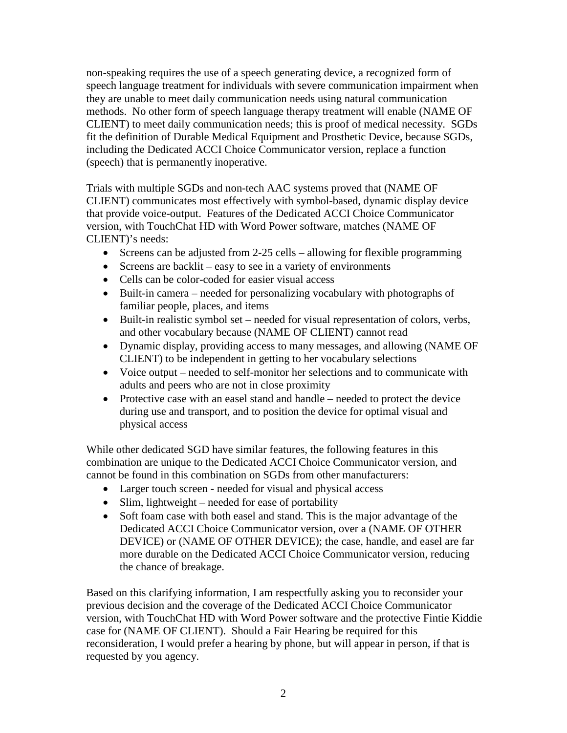non-speaking requires the use of a speech generating device, a recognized form of speech language treatment for individuals with severe communication impairment when they are unable to meet daily communication needs using natural communication methods. No other form of speech language therapy treatment will enable (NAME OF CLIENT) to meet daily communication needs; this is proof of medical necessity. SGDs fit the definition of Durable Medical Equipment and Prosthetic Device, because SGDs, including the Dedicated ACCI Choice Communicator version, replace a function (speech) that is permanently inoperative.

Trials with multiple SGDs and non-tech AAC systems proved that (NAME OF CLIENT) communicates most effectively with symbol-based, dynamic display device that provide voice-output. Features of the Dedicated ACCI Choice Communicator version, with TouchChat HD with Word Power software, matches (NAME OF CLIENT)'s needs:

- Screens can be adjusted from 2-25 cells – allowing for flexible programming
- Screens are backlit – easy to see in a variety of environments
- Cells can be color-coded for easier visual access
- Built-in camera – needed for personalizing vocabulary with photographs of familiar people, places, and items
- Built-in realistic symbol set – needed for visual representation of colors, verbs, and other vocabulary because (NAME OF CLIENT) cannot read
- Dynamic display, providing access to many messages, and allowing (NAME OF CLIENT) to be independent in getting to her vocabulary selections
- Voice output – needed to self-monitor her selections and to communicate with adults and peers who are not in close proximity
- Protective case with an easel stand and handle – needed to protect the device during use and transport, and to position the device for optimal visual and physical access

While other dedicated SGD have similar features, the following features in this combination are unique to the Dedicated ACCI Choice Communicator version, and cannot be found in this combination on SGDs from other manufacturers:

- Larger touch screen - needed for visual and physical access
- Slim, lightweight – needed for ease of portability
- Soft foam case with both easel and stand. This is the major advantage of the Dedicated ACCI Choice Communicator version, over a (NAME OF OTHER DEVICE) or (NAME OF OTHER DEVICE); the case, handle, and easel are far more durable on the Dedicated ACCI Choice Communicator version, reducing the chance of breakage.

Based on this clarifying information, I am respectfully asking you to reconsider your previous decision and the coverage of the Dedicated ACCI Choice Communicator version, with TouchChat HD with Word Power software and the protective Fintie Kiddie case for (NAME OF CLIENT). Should a Fair Hearing be required for this reconsideration, I would prefer a hearing by phone, but will appear in person, if that is requested by you agency.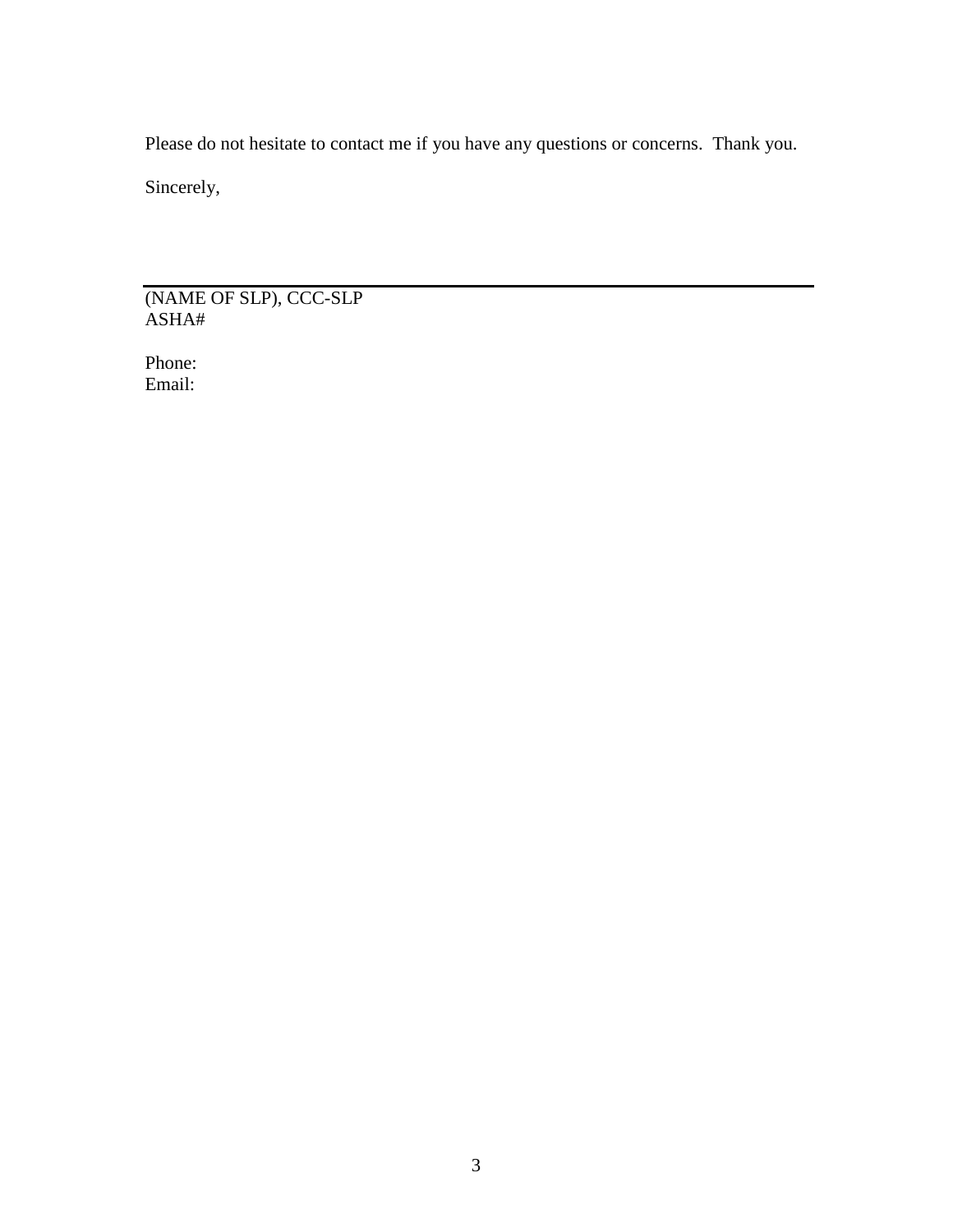Please do not hesitate to contact me if you have any questions or concerns.  Thank you.

Sincerely,

---

(NAME OF SLP), CCC-SLP
ASHA#

Phone:
Email: